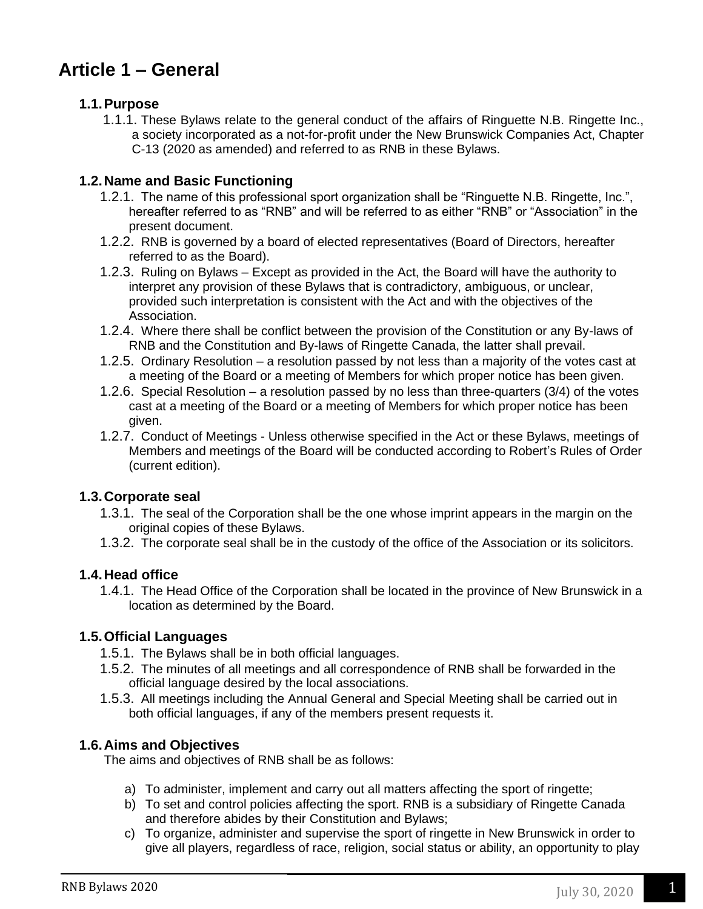# Article 1 – General

## 1.1. Purpose

1.1.1. These Bylaws relate to the general conduct of the affairs of Ringuette N.B. Ringette Inc., a society incorporated as a not-for-profit under the New Brunswick Companies Act, Chapter C-13 (2020 as amended) and referred to as RNB in these Bylaws.

## 1.2. Name and Basic Functioning

1.2.1. The name of this professional sport organization shall be "Ringuette N.B. Ringette, Inc.", hereafter referred to as "RNB" and will be referred to as either "RNB" or "Association" in the present document.

1.2.2. RNB is governed by a board of elected representatives (Board of Directors, hereafter referred to as the Board).

1.2.3. Ruling on Bylaws – Except as provided in the Act, the Board will have the authority to interpret any provision of these Bylaws that is contradictory, ambiguous, or unclear, provided such interpretation is consistent with the Act and with the objectives of the Association.

1.2.4. Where there shall be conflict between the provision of the Constitution or any By-laws of RNB and the Constitution and By-laws of Ringette Canada, the latter shall prevail.

1.2.5. Ordinary Resolution – a resolution passed by not less than a majority of the votes cast at a meeting of the Board or a meeting of Members for which proper notice has been given.

1.2.6. Special Resolution – a resolution passed by no less than three-quarters (3/4) of the votes cast at a meeting of the Board or a meeting of Members for which proper notice has been given.

1.2.7. Conduct of Meetings - Unless otherwise specified in the Act or these Bylaws, meetings of Members and meetings of the Board will be conducted according to Robert's Rules of Order (current edition).

## 1.3. Corporate seal

1.3.1. The seal of the Corporation shall be the one whose imprint appears in the margin on the original copies of these Bylaws.

1.3.2. The corporate seal shall be in the custody of the office of the Association or its solicitors.

## 1.4. Head office

1.4.1. The Head Office of the Corporation shall be located in the province of New Brunswick in a location as determined by the Board.

## 1.5. Official Languages

1.5.1. The Bylaws shall be in both official languages.

1.5.2. The minutes of all meetings and all correspondence of RNB shall be forwarded in the official language desired by the local associations.

1.5.3. All meetings including the Annual General and Special Meeting shall be carried out in both official languages, if any of the members present requests it.

## 1.6. Aims and Objectives

The aims and objectives of RNB shall be as follows:

a) To administer, implement and carry out all matters affecting the sport of ringette;
b) To set and control policies affecting the sport. RNB is a subsidiary of Ringette Canada and therefore abides by their Constitution and Bylaws;
c) To organize, administer and supervise the sport of ringette in New Brunswick in order to give all players, regardless of race, religion, social status or ability, an opportunity to play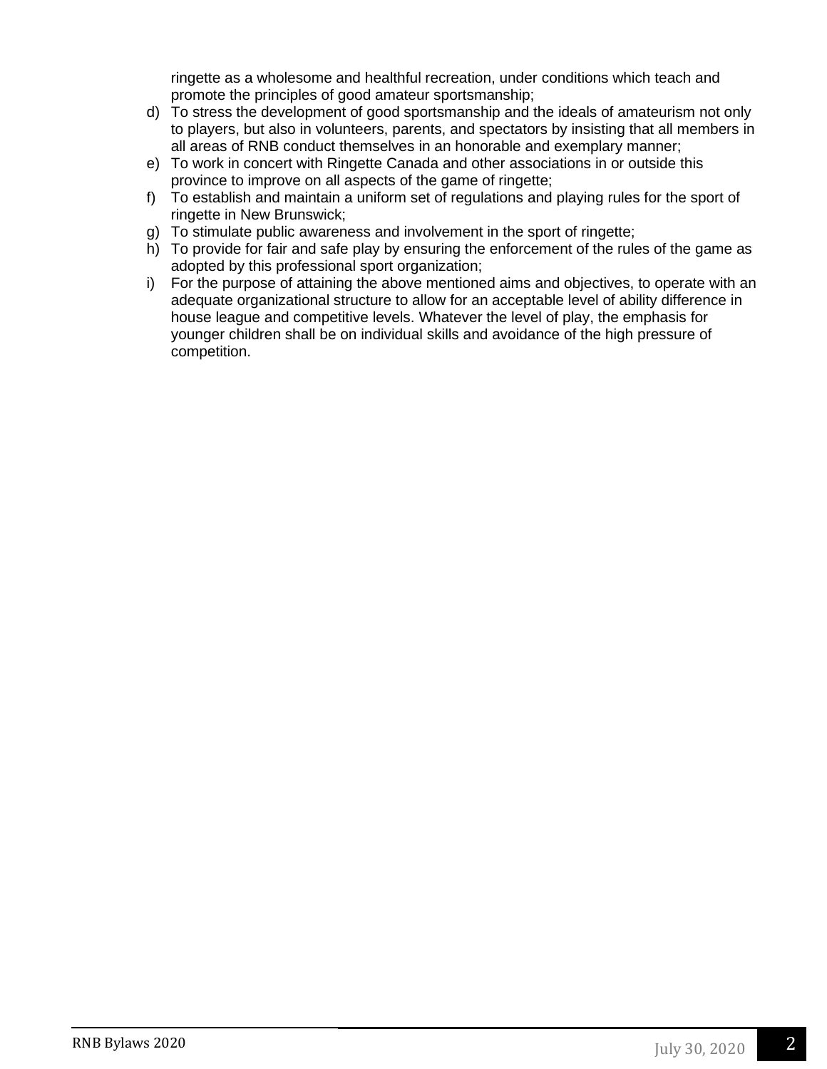ringette as a wholesome and healthful recreation, under conditions which teach and promote the principles of good amateur sportsmanship;

d) To stress the development of good sportsmanship and the ideals of amateurism not only to players, but also in volunteers, parents, and spectators by insisting that all members in all areas of RNB conduct themselves in an honorable and exemplary manner;

e) To work in concert with Ringette Canada and other associations in or outside this province to improve on all aspects of the game of ringette;

f) To establish and maintain a uniform set of regulations and playing rules for the sport of ringette in New Brunswick;

g) To stimulate public awareness and involvement in the sport of ringette;

h) To provide for fair and safe play by ensuring the enforcement of the rules of the game as adopted by this professional sport organization;

i) For the purpose of attaining the above mentioned aims and objectives, to operate with an adequate organizational structure to allow for an acceptable level of ability difference in house league and competitive levels. Whatever the level of play, the emphasis for younger children shall be on individual skills and avoidance of the high pressure of competition.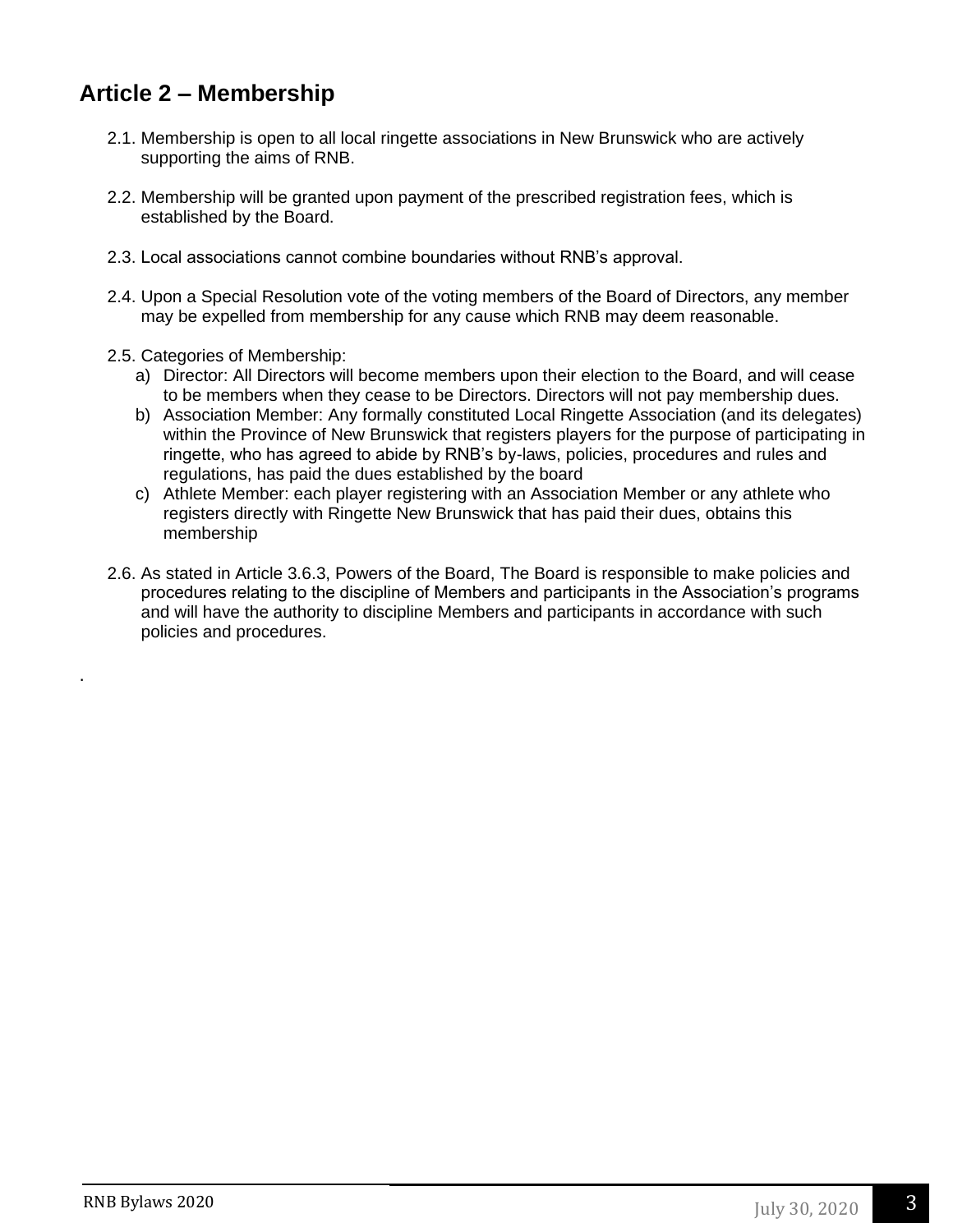## Article 2 – Membership

2.1. Membership is open to all local ringette associations in New Brunswick who are actively supporting the aims of RNB.

2.2. Membership will be granted upon payment of the prescribed registration fees, which is established by the Board.

2.3. Local associations cannot combine boundaries without RNB's approval.

2.4. Upon a Special Resolution vote of the voting members of the Board of Directors, any member may be expelled from membership for any cause which RNB may deem reasonable.

2.5. Categories of Membership:

a) Director: All Directors will become members upon their election to the Board, and will cease to be members when they cease to be Directors. Directors will not pay membership dues.

b) Association Member: Any formally constituted Local Ringette Association (and its delegates) within the Province of New Brunswick that registers players for the purpose of participating in ringette, who has agreed to abide by RNB's by-laws, policies, procedures and rules and regulations, has paid the dues established by the board

c) Athlete Member: each player registering with an Association Member or any athlete who registers directly with Ringette New Brunswick that has paid their dues, obtains this membership

2.6. As stated in Article 3.6.3, Powers of the Board, The Board is responsible to make policies and procedures relating to the discipline of Members and participants in the Association's programs and will have the authority to discipline Members and participants in accordance with such policies and procedures.

.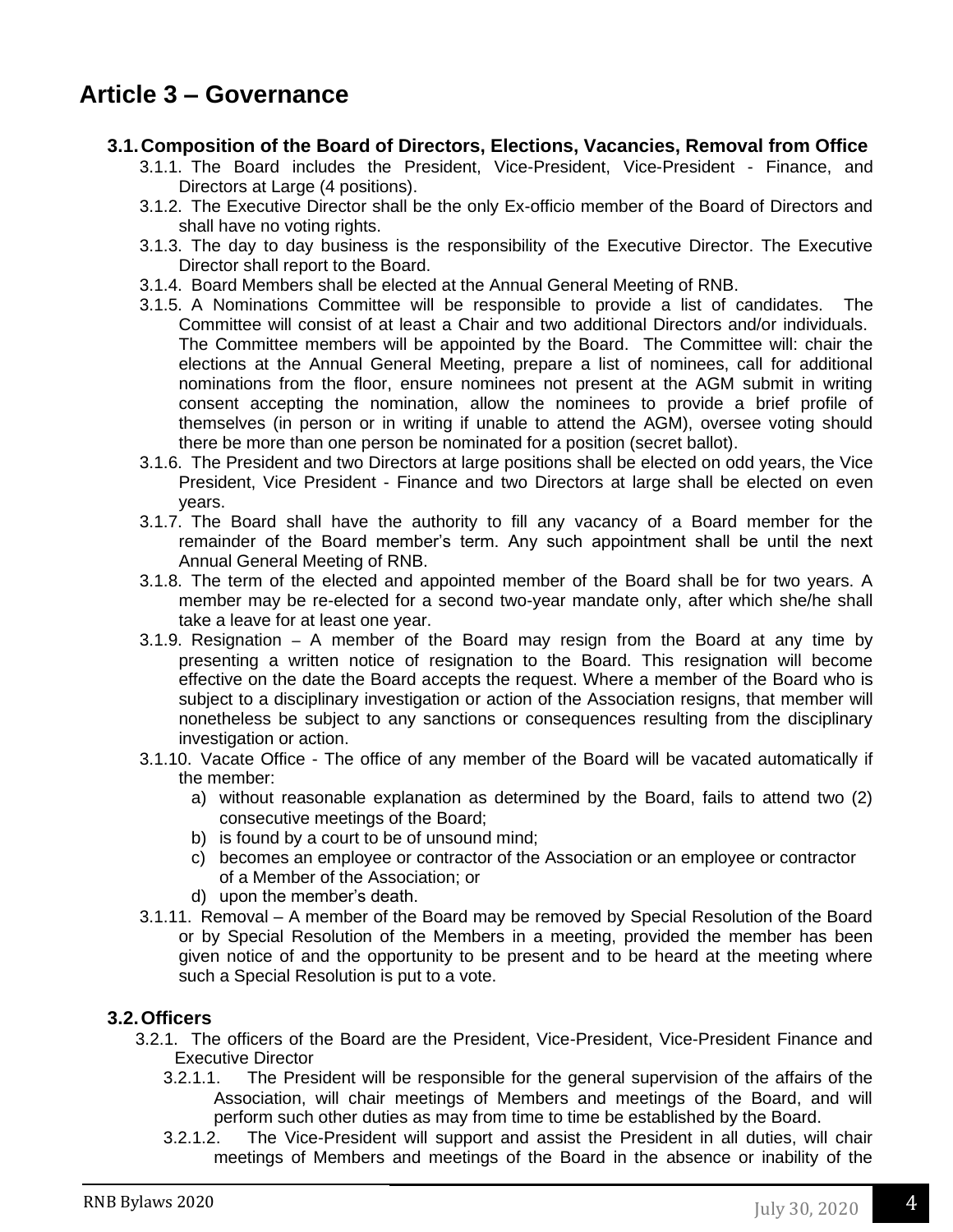# Article 3 – Governance

## 3.1. Composition of the Board of Directors, Elections, Vacancies, Removal from Office

3.1.1. The Board includes the President, Vice-President, Vice-President - Finance, and Directors at Large (4 positions).

3.1.2. The Executive Director shall be the only Ex-officio member of the Board of Directors and shall have no voting rights.

3.1.3. The day to day business is the responsibility of the Executive Director. The Executive Director shall report to the Board.

3.1.4. Board Members shall be elected at the Annual General Meeting of RNB.

3.1.5. A Nominations Committee will be responsible to provide a list of candidates. The Committee will consist of at least a Chair and two additional Directors and/or individuals. The Committee members will be appointed by the Board. The Committee will: chair the elections at the Annual General Meeting, prepare a list of nominees, call for additional nominations from the floor, ensure nominees not present at the AGM submit in writing consent accepting the nomination, allow the nominees to provide a brief profile of themselves (in person or in writing if unable to attend the AGM), oversee voting should there be more than one person be nominated for a position (secret ballot).

3.1.6. The President and two Directors at large positions shall be elected on odd years, the Vice President, Vice President - Finance and two Directors at large shall be elected on even years.

3.1.7. The Board shall have the authority to fill any vacancy of a Board member for the remainder of the Board member's term. Any such appointment shall be until the next Annual General Meeting of RNB.

3.1.8. The term of the elected and appointed member of the Board shall be for two years. A member may be re-elected for a second two-year mandate only, after which she/he shall take a leave for at least one year.

3.1.9. Resignation – A member of the Board may resign from the Board at any time by presenting a written notice of resignation to the Board. This resignation will become effective on the date the Board accepts the request. Where a member of the Board who is subject to a disciplinary investigation or action of the Association resigns, that member will nonetheless be subject to any sanctions or consequences resulting from the disciplinary investigation or action.

3.1.10. Vacate Office - The office of any member of the Board will be vacated automatically if the member:

a) without reasonable explanation as determined by the Board, fails to attend two (2) consecutive meetings of the Board;
b) is found by a court to be of unsound mind;
c) becomes an employee or contractor of the Association or an employee or contractor of a Member of the Association; or
d) upon the member's death.

3.1.11. Removal – A member of the Board may be removed by Special Resolution of the Board or by Special Resolution of the Members in a meeting, provided the member has been given notice of and the opportunity to be present and to be heard at the meeting where such a Special Resolution is put to a vote.

## 3.2. Officers

3.2.1. The officers of the Board are the President, Vice-President, Vice-President Finance and Executive Director

3.2.1.1. The President will be responsible for the general supervision of the affairs of the Association, will chair meetings of Members and meetings of the Board, and will perform such other duties as may from time to time be established by the Board.

3.2.1.2. The Vice-President will support and assist the President in all duties, will chair meetings of Members and meetings of the Board in the absence or inability of the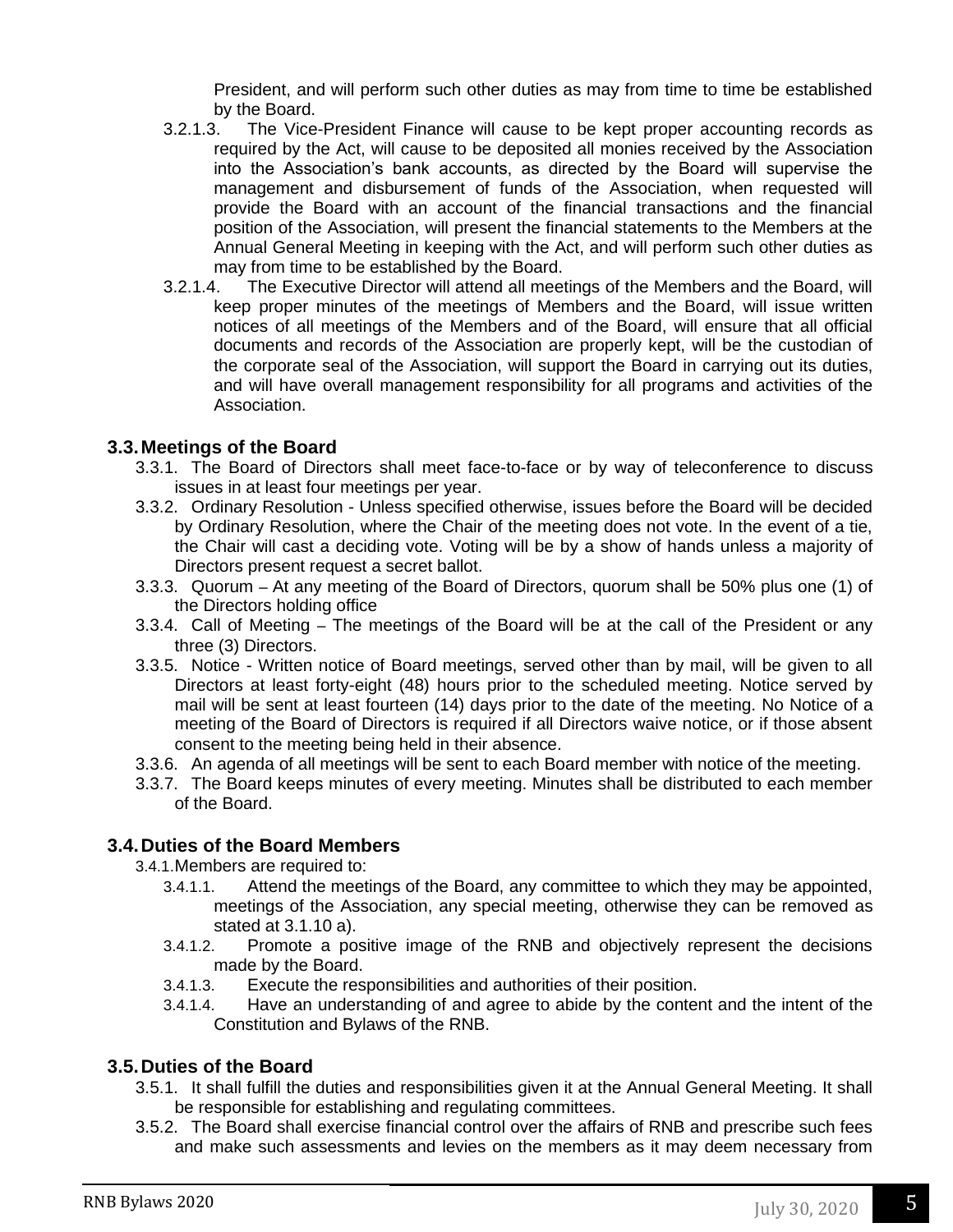President, and will perform such other duties as may from time to time be established by the Board.

3.2.1.3. The Vice-President Finance will cause to be kept proper accounting records as required by the Act, will cause to be deposited all monies received by the Association into the Association's bank accounts, as directed by the Board will supervise the management and disbursement of funds of the Association, when requested will provide the Board with an account of the financial transactions and the financial position of the Association, will present the financial statements to the Members at the Annual General Meeting in keeping with the Act, and will perform such other duties as may from time to be established by the Board.

3.2.1.4. The Executive Director will attend all meetings of the Members and the Board, will keep proper minutes of the meetings of Members and the Board, will issue written notices of all meetings of the Members and of the Board, will ensure that all official documents and records of the Association are properly kept, will be the custodian of the corporate seal of the Association, will support the Board in carrying out its duties, and will have overall management responsibility for all programs and activities of the Association.

## 3.3. Meetings of the Board

3.3.1. The Board of Directors shall meet face-to-face or by way of teleconference to discuss issues in at least four meetings per year.

3.3.2. Ordinary Resolution - Unless specified otherwise, issues before the Board will be decided by Ordinary Resolution, where the Chair of the meeting does not vote. In the event of a tie, the Chair will cast a deciding vote. Voting will be by a show of hands unless a majority of Directors present request a secret ballot.

3.3.3. Quorum – At any meeting of the Board of Directors, quorum shall be 50% plus one (1) of the Directors holding office

3.3.4. Call of Meeting – The meetings of the Board will be at the call of the President or any three (3) Directors.

3.3.5. Notice - Written notice of Board meetings, served other than by mail, will be given to all Directors at least forty-eight (48) hours prior to the scheduled meeting. Notice served by mail will be sent at least fourteen (14) days prior to the date of the meeting. No Notice of a meeting of the Board of Directors is required if all Directors waive notice, or if those absent consent to the meeting being held in their absence.

3.3.6. An agenda of all meetings will be sent to each Board member with notice of the meeting.

3.3.7. The Board keeps minutes of every meeting. Minutes shall be distributed to each member of the Board.

## 3.4. Duties of the Board Members

3.4.1. Members are required to:

3.4.1.1. Attend the meetings of the Board, any committee to which they may be appointed, meetings of the Association, any special meeting, otherwise they can be removed as stated at 3.1.10 a).

3.4.1.2. Promote a positive image of the RNB and objectively represent the decisions made by the Board.

3.4.1.3. Execute the responsibilities and authorities of their position.

3.4.1.4. Have an understanding of and agree to abide by the content and the intent of the Constitution and Bylaws of the RNB.

## 3.5. Duties of the Board

3.5.1. It shall fulfill the duties and responsibilities given it at the Annual General Meeting. It shall be responsible for establishing and regulating committees.

3.5.2. The Board shall exercise financial control over the affairs of RNB and prescribe such fees and make such assessments and levies on the members as it may deem necessary from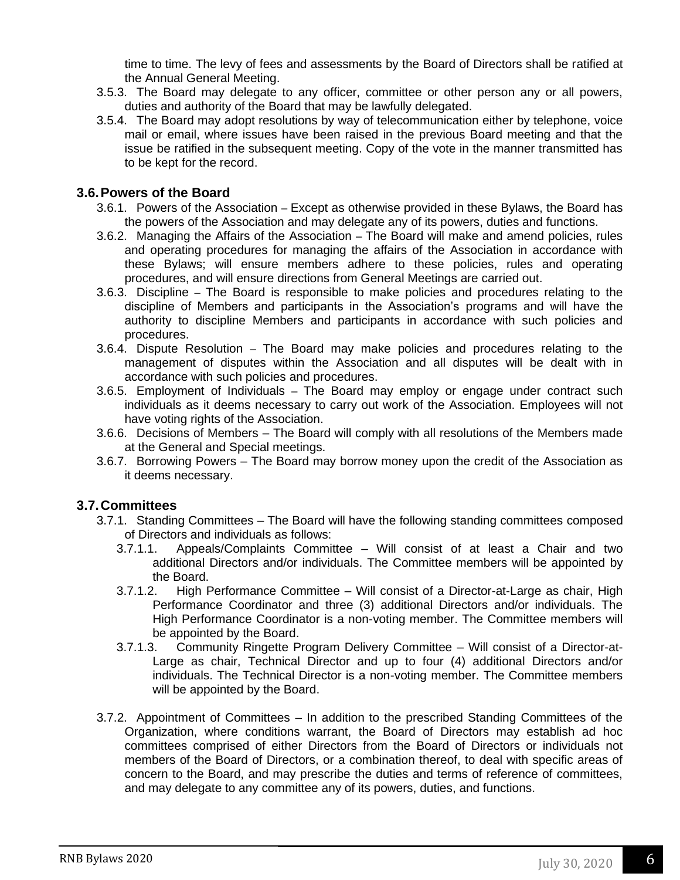time to time. The levy of fees and assessments by the Board of Directors shall be ratified at the Annual General Meeting.

3.5.3. The Board may delegate to any officer, committee or other person any or all powers, duties and authority of the Board that may be lawfully delegated.

3.5.4. The Board may adopt resolutions by way of telecommunication either by telephone, voice mail or email, where issues have been raised in the previous Board meeting and that the issue be ratified in the subsequent meeting. Copy of the vote in the manner transmitted has to be kept for the record.

### 3.6. Powers of the Board

3.6.1. Powers of the Association – Except as otherwise provided in these Bylaws, the Board has the powers of the Association and may delegate any of its powers, duties and functions.

3.6.2. Managing the Affairs of the Association – The Board will make and amend policies, rules and operating procedures for managing the affairs of the Association in accordance with these Bylaws; will ensure members adhere to these policies, rules and operating procedures, and will ensure directions from General Meetings are carried out.

3.6.3. Discipline – The Board is responsible to make policies and procedures relating to the discipline of Members and participants in the Association's programs and will have the authority to discipline Members and participants in accordance with such policies and procedures.

3.6.4. Dispute Resolution – The Board may make policies and procedures relating to the management of disputes within the Association and all disputes will be dealt with in accordance with such policies and procedures.

3.6.5. Employment of Individuals – The Board may employ or engage under contract such individuals as it deems necessary to carry out work of the Association. Employees will not have voting rights of the Association.

3.6.6. Decisions of Members – The Board will comply with all resolutions of the Members made at the General and Special meetings.

3.6.7. Borrowing Powers – The Board may borrow money upon the credit of the Association as it deems necessary.

### 3.7. Committees

3.7.1. Standing Committees – The Board will have the following standing committees composed of Directors and individuals as follows:

3.7.1.1. Appeals/Complaints Committee – Will consist of at least a Chair and two additional Directors and/or individuals. The Committee members will be appointed by the Board.

3.7.1.2. High Performance Committee – Will consist of a Director-at-Large as chair, High Performance Coordinator and three (3) additional Directors and/or individuals. The High Performance Coordinator is a non-voting member. The Committee members will be appointed by the Board.

3.7.1.3. Community Ringette Program Delivery Committee – Will consist of a Director-at-Large as chair, Technical Director and up to four (4) additional Directors and/or individuals. The Technical Director is a non-voting member. The Committee members will be appointed by the Board.

3.7.2. Appointment of Committees – In addition to the prescribed Standing Committees of the Organization, where conditions warrant, the Board of Directors may establish ad hoc committees comprised of either Directors from the Board of Directors or individuals not members of the Board of Directors, or a combination thereof, to deal with specific areas of concern to the Board, and may prescribe the duties and terms of reference of committees, and may delegate to any committee any of its powers, duties, and functions.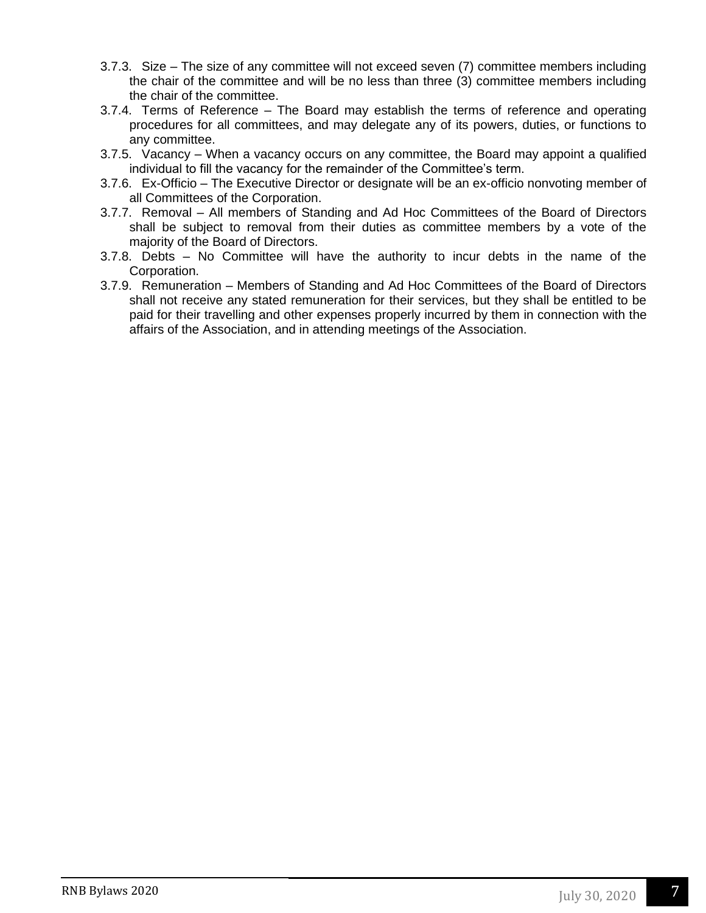3.7.3. Size – The size of any committee will not exceed seven (7) committee members including the chair of the committee and will be no less than three (3) committee members including the chair of the committee.

3.7.4. Terms of Reference – The Board may establish the terms of reference and operating procedures for all committees, and may delegate any of its powers, duties, or functions to any committee.

3.7.5. Vacancy – When a vacancy occurs on any committee, the Board may appoint a qualified individual to fill the vacancy for the remainder of the Committee's term.

3.7.6. Ex-Officio – The Executive Director or designate will be an ex-officio nonvoting member of all Committees of the Corporation.

3.7.7. Removal – All members of Standing and Ad Hoc Committees of the Board of Directors shall be subject to removal from their duties as committee members by a vote of the majority of the Board of Directors.

3.7.8. Debts – No Committee will have the authority to incur debts in the name of the Corporation.

3.7.9. Remuneration – Members of Standing and Ad Hoc Committees of the Board of Directors shall not receive any stated remuneration for their services, but they shall be entitled to be paid for their travelling and other expenses properly incurred by them in connection with the affairs of the Association, and in attending meetings of the Association.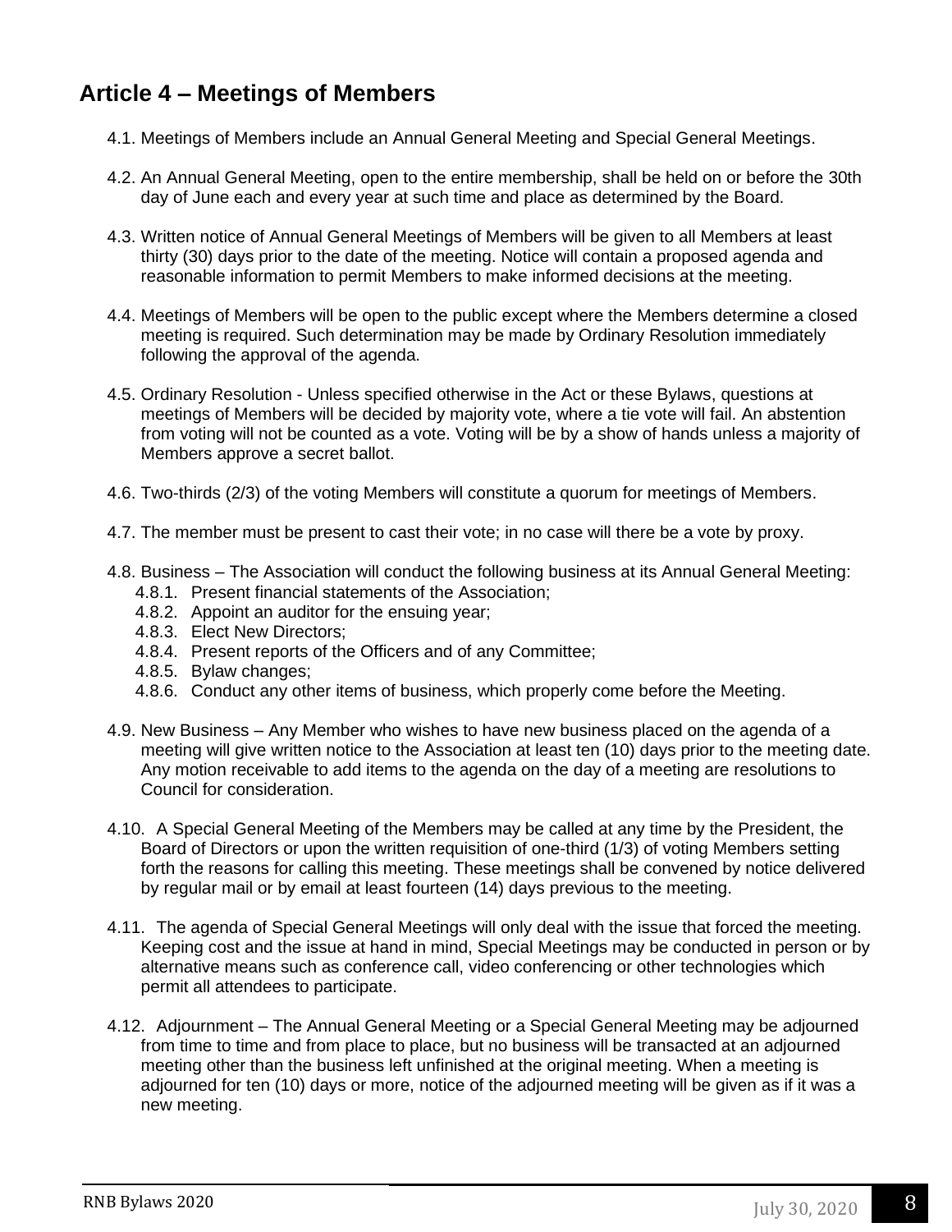## Article 4 – Meetings of Members

4.1. Meetings of Members include an Annual General Meeting and Special General Meetings.

4.2. An Annual General Meeting, open to the entire membership, shall be held on or before the 30th day of June each and every year at such time and place as determined by the Board.

4.3. Written notice of Annual General Meetings of Members will be given to all Members at least thirty (30) days prior to the date of the meeting. Notice will contain a proposed agenda and reasonable information to permit Members to make informed decisions at the meeting.

4.4. Meetings of Members will be open to the public except where the Members determine a closed meeting is required. Such determination may be made by Ordinary Resolution immediately following the approval of the agenda.

4.5. Ordinary Resolution - Unless specified otherwise in the Act or these Bylaws, questions at meetings of Members will be decided by majority vote, where a tie vote will fail. An abstention from voting will not be counted as a vote. Voting will be by a show of hands unless a majority of Members approve a secret ballot.

4.6. Two-thirds (2/3) of the voting Members will constitute a quorum for meetings of Members.

4.7. The member must be present to cast their vote; in no case will there be a vote by proxy.

4.8. Business – The Association will conduct the following business at its Annual General Meeting:

- 4.8.1. Present financial statements of the Association;
- 4.8.2. Appoint an auditor for the ensuing year;
- 4.8.3. Elect New Directors;
- 4.8.4. Present reports of the Officers and of any Committee;
- 4.8.5. Bylaw changes;
- 4.8.6. Conduct any other items of business, which properly come before the Meeting.

4.9. New Business – Any Member who wishes to have new business placed on the agenda of a meeting will give written notice to the Association at least ten (10) days prior to the meeting date. Any motion receivable to add items to the agenda on the day of a meeting are resolutions to Council for consideration.

4.10. A Special General Meeting of the Members may be called at any time by the President, the Board of Directors or upon the written requisition of one-third (1/3) of voting Members setting forth the reasons for calling this meeting. These meetings shall be convened by notice delivered by regular mail or by email at least fourteen (14) days previous to the meeting.

4.11. The agenda of Special General Meetings will only deal with the issue that forced the meeting. Keeping cost and the issue at hand in mind, Special Meetings may be conducted in person or by alternative means such as conference call, video conferencing or other technologies which permit all attendees to participate.

4.12. Adjournment – The Annual General Meeting or a Special General Meeting may be adjourned from time to time and from place to place, but no business will be transacted at an adjourned meeting other than the business left unfinished at the original meeting. When a meeting is adjourned for ten (10) days or more, notice of the adjourned meeting will be given as if it was a new meeting.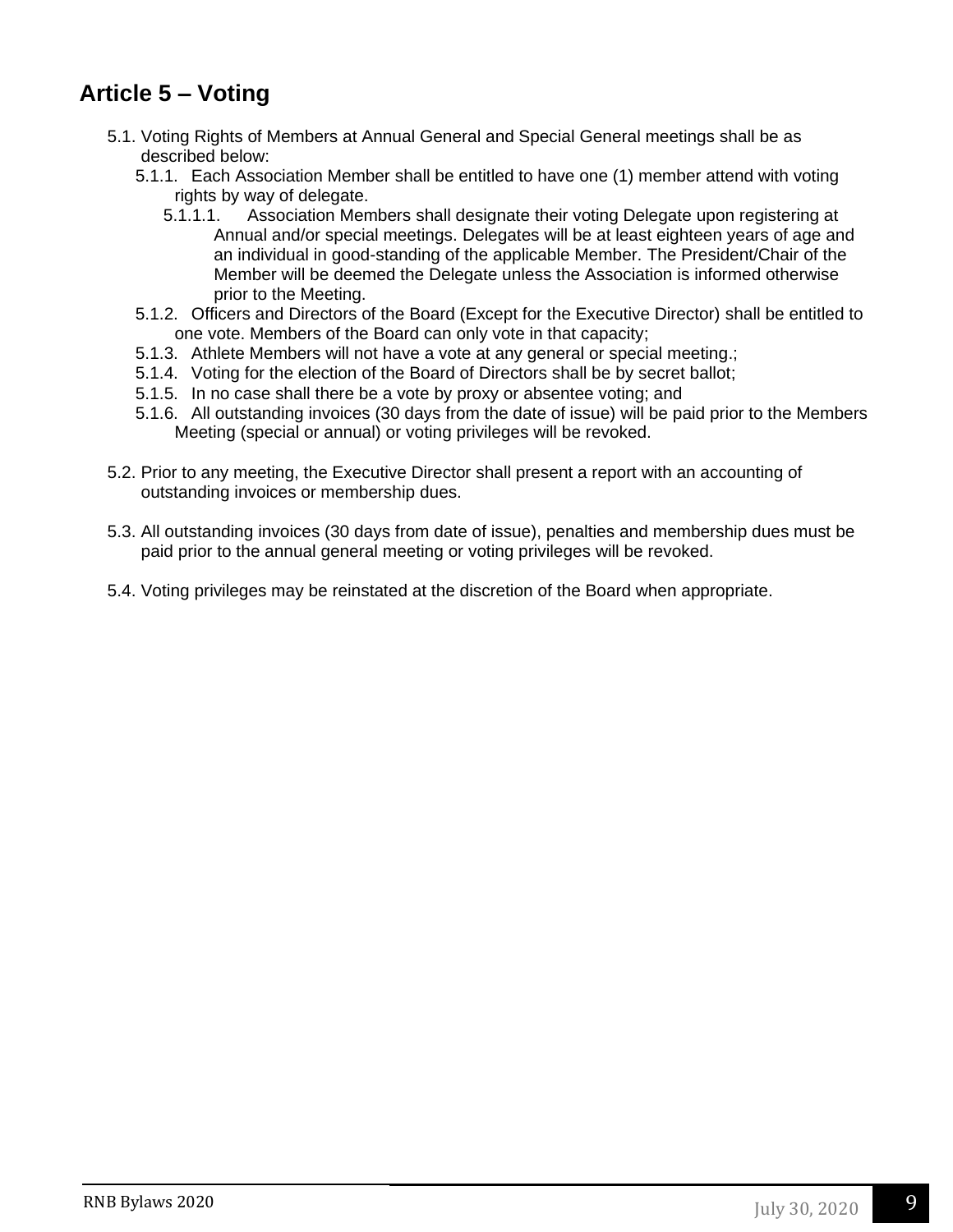## Article 5 – Voting

5.1. Voting Rights of Members at Annual General and Special General meetings shall be as described below:

5.1.1. Each Association Member shall be entitled to have one (1) member attend with voting rights by way of delegate.

5.1.1.1. Association Members shall designate their voting Delegate upon registering at Annual and/or special meetings. Delegates will be at least eighteen years of age and an individual in good-standing of the applicable Member. The President/Chair of the Member will be deemed the Delegate unless the Association is informed otherwise prior to the Meeting.

5.1.2. Officers and Directors of the Board (Except for the Executive Director) shall be entitled to one vote. Members of the Board can only vote in that capacity;

5.1.3. Athlete Members will not have a vote at any general or special meeting.;

5.1.4. Voting for the election of the Board of Directors shall be by secret ballot;

5.1.5. In no case shall there be a vote by proxy or absentee voting; and

5.1.6. All outstanding invoices (30 days from the date of issue) will be paid prior to the Members Meeting (special or annual) or voting privileges will be revoked.

5.2. Prior to any meeting, the Executive Director shall present a report with an accounting of outstanding invoices or membership dues.

5.3. All outstanding invoices (30 days from date of issue), penalties and membership dues must be paid prior to the annual general meeting or voting privileges will be revoked.

5.4. Voting privileges may be reinstated at the discretion of the Board when appropriate.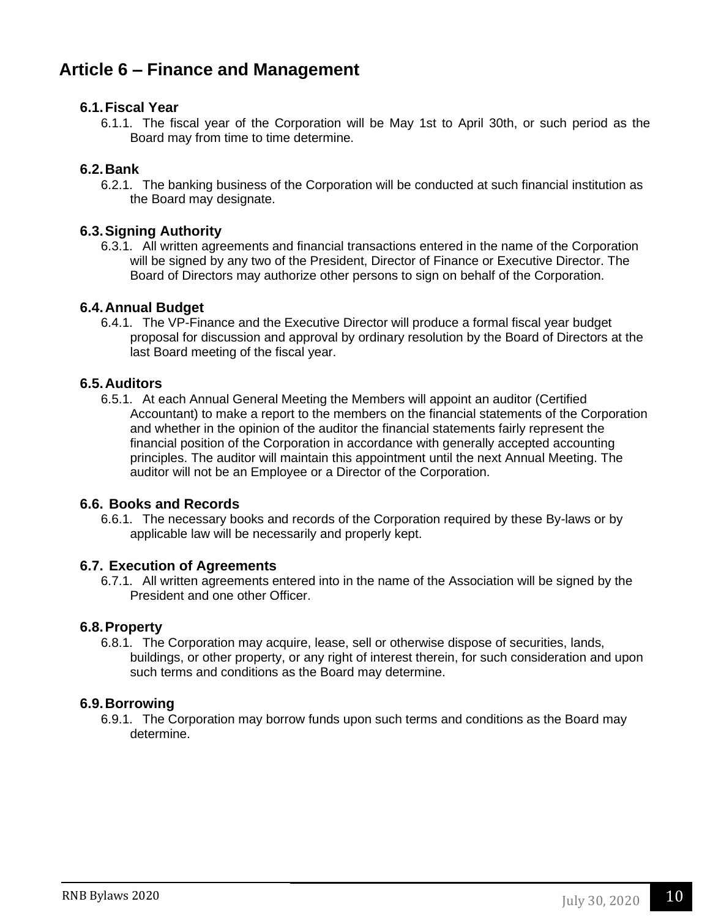# Article 6 – Finance and Management

## 6.1. Fiscal Year

6.1.1. The fiscal year of the Corporation will be May 1st to April 30th, or such period as the Board may from time to time determine.

## 6.2. Bank

6.2.1. The banking business of the Corporation will be conducted at such financial institution as the Board may designate.

## 6.3. Signing Authority

6.3.1. All written agreements and financial transactions entered in the name of the Corporation will be signed by any two of the President, Director of Finance or Executive Director. The Board of Directors may authorize other persons to sign on behalf of the Corporation.

## 6.4. Annual Budget

6.4.1. The VP-Finance and the Executive Director will produce a formal fiscal year budget proposal for discussion and approval by ordinary resolution by the Board of Directors at the last Board meeting of the fiscal year.

## 6.5. Auditors

6.5.1. At each Annual General Meeting the Members will appoint an auditor (Certified Accountant) to make a report to the members on the financial statements of the Corporation and whether in the opinion of the auditor the financial statements fairly represent the financial position of the Corporation in accordance with generally accepted accounting principles. The auditor will maintain this appointment until the next Annual Meeting. The auditor will not be an Employee or a Director of the Corporation.

## 6.6. Books and Records

6.6.1. The necessary books and records of the Corporation required by these By-laws or by applicable law will be necessarily and properly kept.

## 6.7. Execution of Agreements

6.7.1. All written agreements entered into in the name of the Association will be signed by the President and one other Officer.

## 6.8. Property

6.8.1. The Corporation may acquire, lease, sell or otherwise dispose of securities, lands, buildings, or other property, or any right of interest therein, for such consideration and upon such terms and conditions as the Board may determine.

## 6.9. Borrowing

6.9.1. The Corporation may borrow funds upon such terms and conditions as the Board may determine.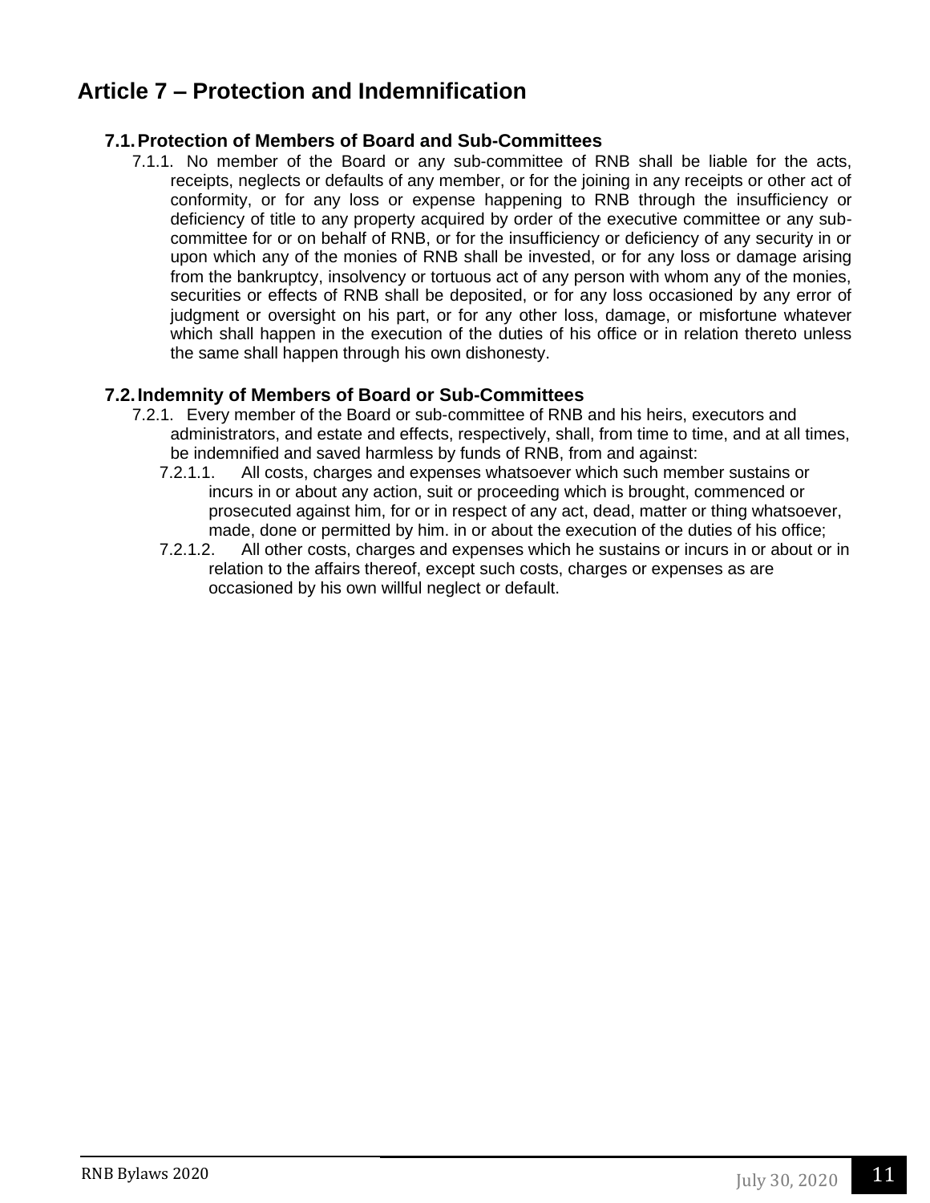# Article 7 – Protection and Indemnification

## 7.1. Protection of Members of Board and Sub-Committees

7.1.1. No member of the Board or any sub-committee of RNB shall be liable for the acts, receipts, neglects or defaults of any member, or for the joining in any receipts or other act of conformity, or for any loss or expense happening to RNB through the insufficiency or deficiency of title to any property acquired by order of the executive committee or any sub-committee for or on behalf of RNB, or for the insufficiency or deficiency of any security in or upon which any of the monies of RNB shall be invested, or for any loss or damage arising from the bankruptcy, insolvency or tortuous act of any person with whom any of the monies, securities or effects of RNB shall be deposited, or for any loss occasioned by any error of judgment or oversight on his part, or for any other loss, damage, or misfortune whatever which shall happen in the execution of the duties of his office or in relation thereto unless the same shall happen through his own dishonesty.

## 7.2. Indemnity of Members of Board or Sub-Committees

7.2.1. Every member of the Board or sub-committee of RNB and his heirs, executors and administrators, and estate and effects, respectively, shall, from time to time, and at all times, be indemnified and saved harmless by funds of RNB, from and against:

7.2.1.1. All costs, charges and expenses whatsoever which such member sustains or incurs in or about any action, suit or proceeding which is brought, commenced or prosecuted against him, for or in respect of any act, dead, matter or thing whatsoever, made, done or permitted by him. in or about the execution of the duties of his office;

7.2.1.2. All other costs, charges and expenses which he sustains or incurs in or about or in relation to the affairs thereof, except such costs, charges or expenses as are occasioned by his own willful neglect or default.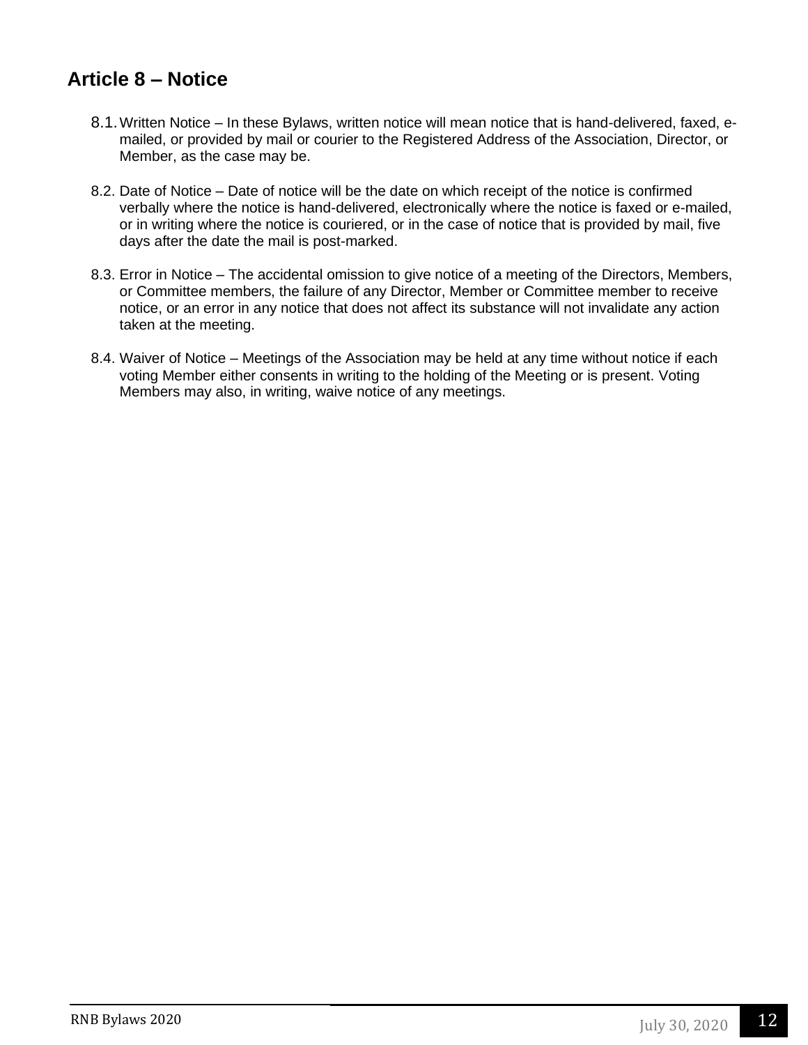## Article 8 – Notice

8.1. Written Notice – In these Bylaws, written notice will mean notice that is hand-delivered, faxed, e-mailed, or provided by mail or courier to the Registered Address of the Association, Director, or Member, as the case may be.

8.2. Date of Notice – Date of notice will be the date on which receipt of the notice is confirmed verbally where the notice is hand-delivered, electronically where the notice is faxed or e-mailed, or in writing where the notice is couriered, or in the case of notice that is provided by mail, five days after the date the mail is post-marked.

8.3. Error in Notice – The accidental omission to give notice of a meeting of the Directors, Members, or Committee members, the failure of any Director, Member or Committee member to receive notice, or an error in any notice that does not affect its substance will not invalidate any action taken at the meeting.

8.4. Waiver of Notice – Meetings of the Association may be held at any time without notice if each voting Member either consents in writing to the holding of the Meeting or is present. Voting Members may also, in writing, waive notice of any meetings.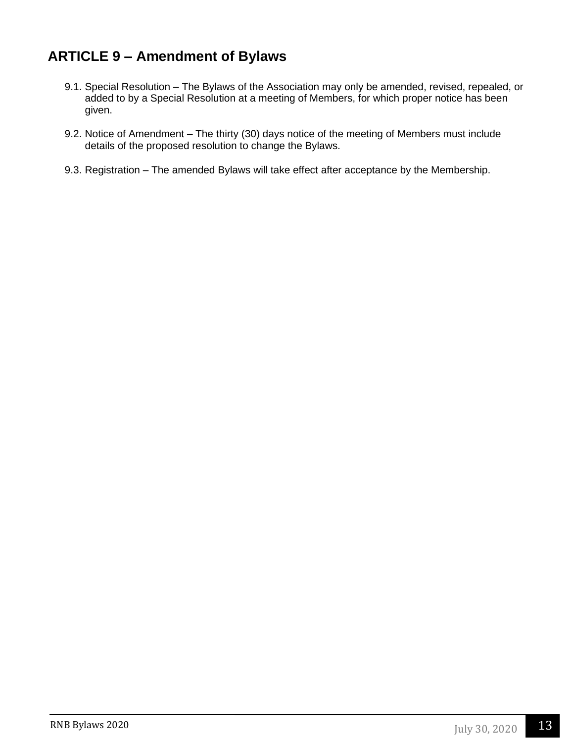## ARTICLE 9 – Amendment of Bylaws

9.1. Special Resolution – The Bylaws of the Association may only be amended, revised, repealed, or added to by a Special Resolution at a meeting of Members, for which proper notice has been given.

9.2. Notice of Amendment – The thirty (30) days notice of the meeting of Members must include details of the proposed resolution to change the Bylaws.

9.3. Registration – The amended Bylaws will take effect after acceptance by the Membership.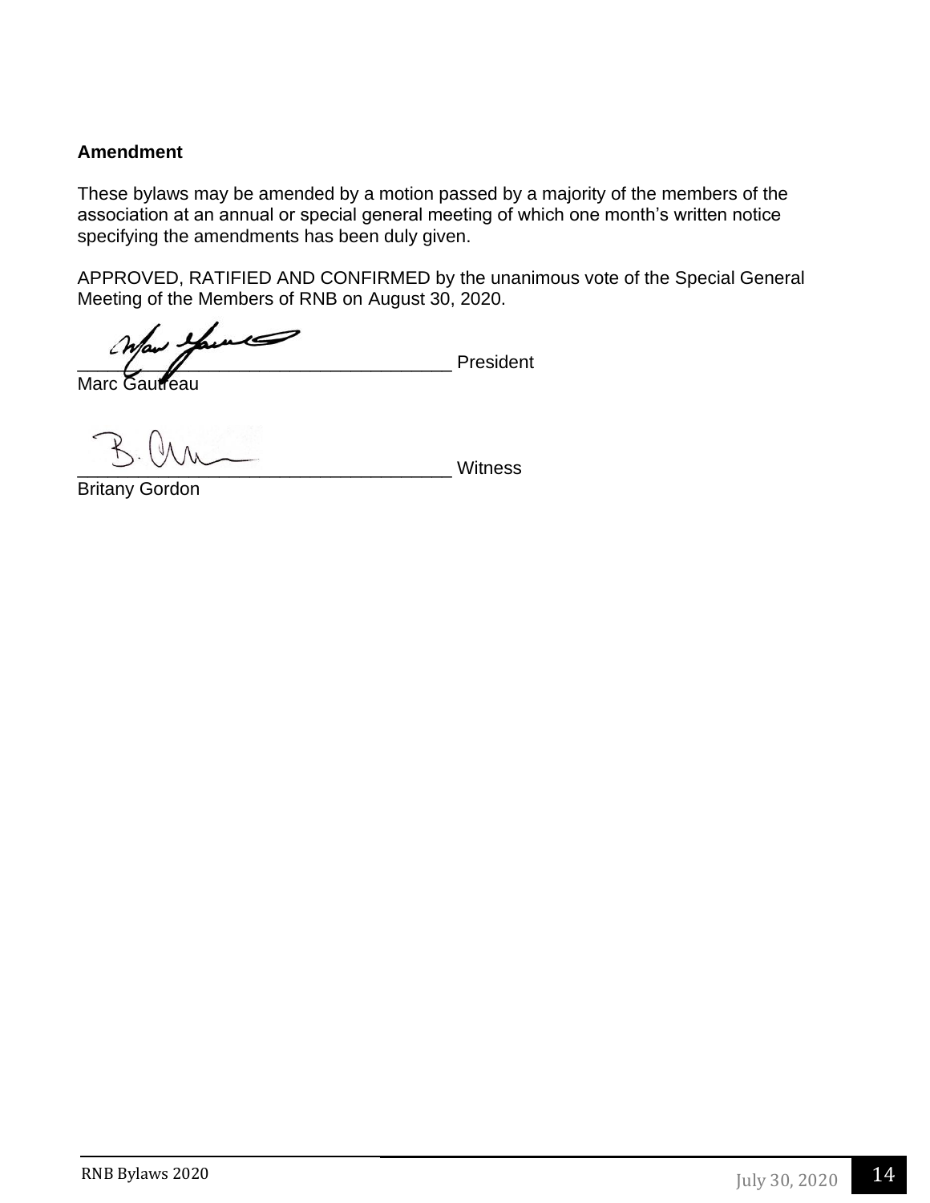**Amendment**

These bylaws may be amended by a motion passed by a majority of the members of the association at an annual or special general meeting of which one month's written notice specifying the amendments has been duly given.

APPROVED, RATIFIED AND CONFIRMED by the unanimous vote of the Special General Meeting of the Members of RNB on August 30, 2020.

___________________________________ President
Marc Gautreau

___________________________________ Witness
Britany Gordon